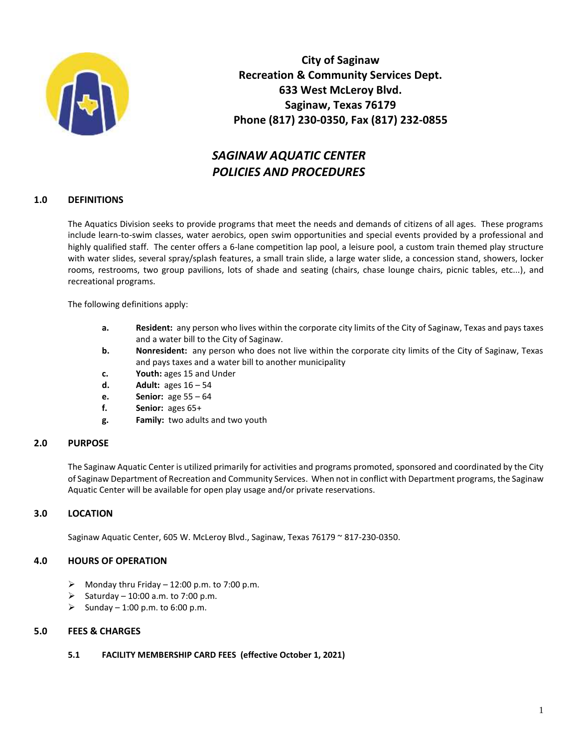**City of Saginaw**
**Recreation & Community Services Dept.**
**633 West McLeroy Blvd.**
**Saginaw, Texas 76179**
**Phone (817) 230-0350, Fax (817) 232-0855**

# *SAGINAW AQUATIC CENTER POLICIES AND PROCEDURES*

## 1.0 DEFINITIONS

The Aquatics Division seeks to provide programs that meet the needs and demands of citizens of all ages. These programs include learn-to-swim classes, water aerobics, open swim opportunities and special events provided by a professional and highly qualified staff. The center offers a 6-lane competition lap pool, a leisure pool, a custom train themed play structure with water slides, several spray/splash features, a small train slide, a large water slide, a concession stand, showers, locker rooms, restrooms, two group pavilions, lots of shade and seating (chairs, chase lounge chairs, picnic tables, etc...), and recreational programs.

The following definitions apply:

- **a.** **Resident:** any person who lives within the corporate city limits of the City of Saginaw, Texas and pays taxes and a water bill to the City of Saginaw.
- **b.** **Nonresident:** any person who does not live within the corporate city limits of the City of Saginaw, Texas and pays taxes and a water bill to another municipality
- **c.** **Youth:** ages 15 and Under
- **d.** **Adult:** ages 16 – 54
- **e.** **Senior:** age 55 – 64
- **f.** **Senior:** ages 65+
- **g.** **Family:** two adults and two youth

## 2.0 PURPOSE

The Saginaw Aquatic Center is utilized primarily for activities and programs promoted, sponsored and coordinated by the City of Saginaw Department of Recreation and Community Services. When not in conflict with Department programs, the Saginaw Aquatic Center will be available for open play usage and/or private reservations.

## 3.0 LOCATION

Saginaw Aquatic Center, 605 W. McLeroy Blvd., Saginaw, Texas 76179 ~ 817-230-0350.

## 4.0 HOURS OF OPERATION

- Monday thru Friday – 12:00 p.m. to 7:00 p.m.
- Saturday – 10:00 a.m. to 7:00 p.m.
- Sunday – 1:00 p.m. to 6:00 p.m.

## 5.0 FEES & CHARGES

### 5.1 FACILITY MEMBERSHIP CARD FEES (effective October 1, 2021)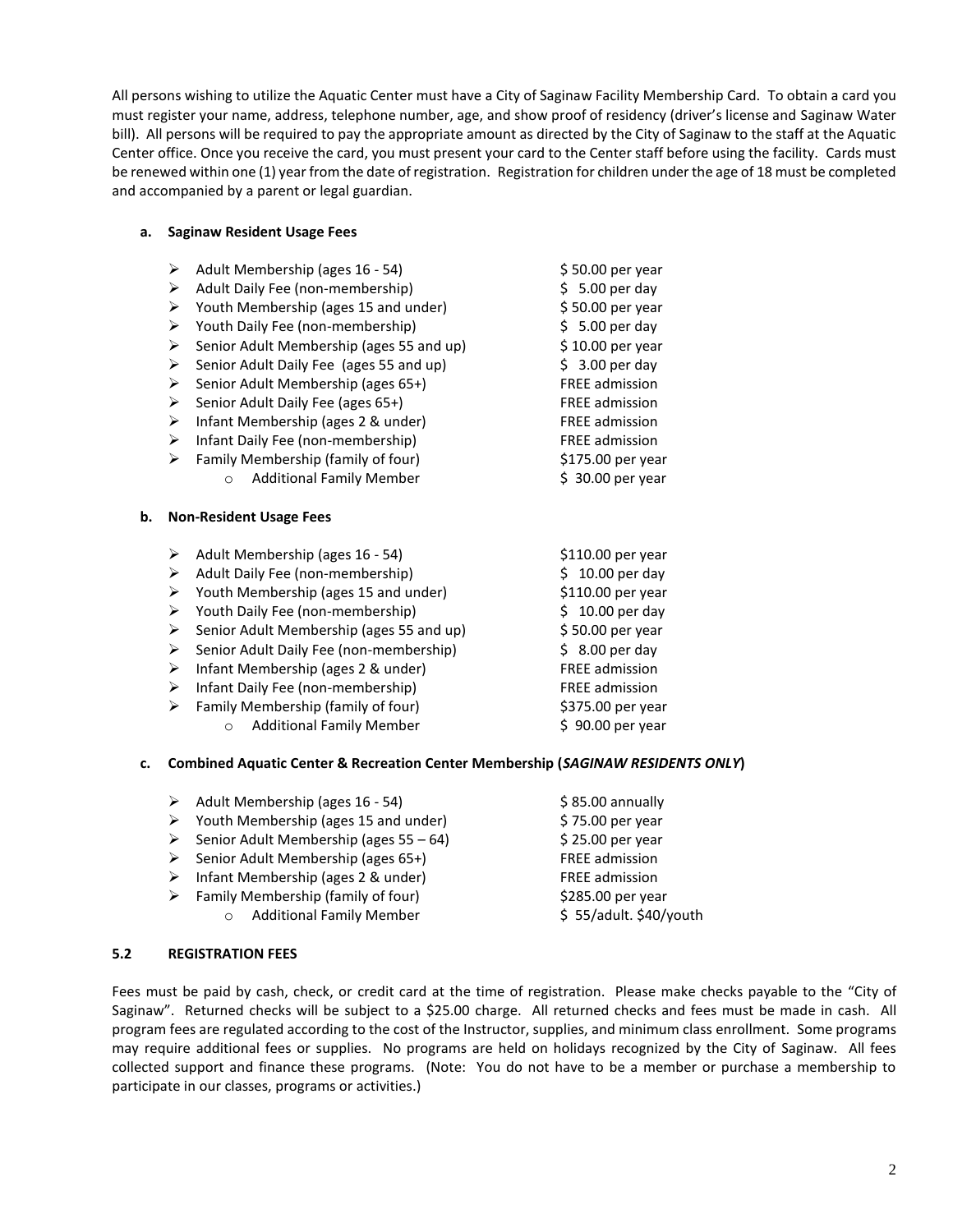All persons wishing to utilize the Aquatic Center must have a City of Saginaw Facility Membership Card. To obtain a card you must register your name, address, telephone number, age, and show proof of residency (driver's license and Saginaw Water bill). All persons will be required to pay the appropriate amount as directed by the City of Saginaw to the staff at the Aquatic Center office. Once you receive the card, you must present your card to the Center staff before using the facility. Cards must be renewed within one (1) year from the date of registration. Registration for children under the age of 18 must be completed and accompanied by a parent or legal guardian.

**a. Saginaw Resident Usage Fees**

- Adult Membership (ages 16 - 54) — $ 50.00 per year
- Adult Daily Fee (non-membership) — $ 5.00 per day
- Youth Membership (ages 15 and under) — $ 50.00 per year
- Youth Daily Fee (non-membership) — $ 5.00 per day
- Senior Adult Membership (ages 55 and up) — $ 10.00 per year
- Senior Adult Daily Fee (ages 55 and up) — $ 3.00 per day
- Senior Adult Membership (ages 65+) — FREE admission
- Senior Adult Daily Fee (ages 65+) — FREE admission
- Infant Membership (ages 2 & under) — FREE admission
- Infant Daily Fee (non-membership) — FREE admission
- Family Membership (family of four) — $175.00 per year
  - Additional Family Member — $ 30.00 per year

**b. Non-Resident Usage Fees**

- Adult Membership (ages 16 - 54) — $110.00 per year
- Adult Daily Fee (non-membership) — $ 10.00 per day
- Youth Membership (ages 15 and under) — $110.00 per year
- Youth Daily Fee (non-membership) — $ 10.00 per day
- Senior Adult Membership (ages 55 and up) — $ 50.00 per year
- Senior Adult Daily Fee (non-membership) — $ 8.00 per day
- Infant Membership (ages 2 & under) — FREE admission
- Infant Daily Fee (non-membership) — FREE admission
- Family Membership (family of four) — $375.00 per year
  - Additional Family Member — $ 90.00 per year

**c. Combined Aquatic Center & Recreation Center Membership (*SAGINAW RESIDENTS ONLY*)**

- Adult Membership (ages 16 - 54) — $ 85.00 annually
- Youth Membership (ages 15 and under) — $ 75.00 per year
- Senior Adult Membership (ages 55 – 64) — $ 25.00 per year
- Senior Adult Membership (ages 65+) — FREE admission
- Infant Membership (ages 2 & under) — FREE admission
- Family Membership (family of four) — $285.00 per year
  - Additional Family Member — $ 55/adult. $40/youth

### 5.2 REGISTRATION FEES

Fees must be paid by cash, check, or credit card at the time of registration. Please make checks payable to the "City of Saginaw". Returned checks will be subject to a $25.00 charge. All returned checks and fees must be made in cash. All program fees are regulated according to the cost of the Instructor, supplies, and minimum class enrollment. Some programs may require additional fees or supplies. No programs are held on holidays recognized by the City of Saginaw. All fees collected support and finance these programs. (Note: You do not have to be a member or purchase a membership to participate in our classes, programs or activities.)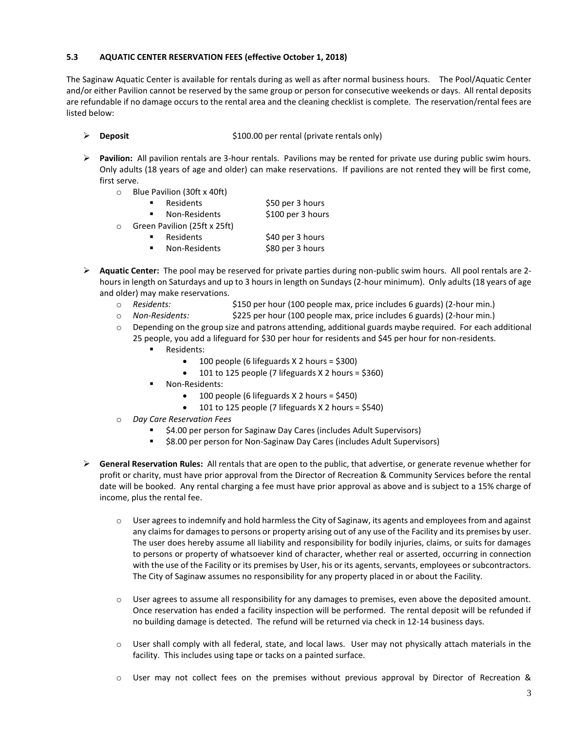### 5.3 AQUATIC CENTER RESERVATION FEES (effective October 1, 2018)

The Saginaw Aquatic Center is available for rentals during as well as after normal business hours. The Pool/Aquatic Center and/or either Pavilion cannot be reserved by the same group or person for consecutive weekends or days. All rental deposits are refundable if no damage occurs to the rental area and the cleaning checklist is complete. The reservation/rental fees are listed below:

- **Deposit** $100.00 per rental (private rentals only)

- **Pavilion:** All pavilion rentals are 3-hour rentals. Pavilions may be rented for private use during public swim hours. Only adults (18 years of age and older) can make reservations. If pavilions are not rented they will be first come, first serve.
  - Blue Pavilion (30ft x 40ft)
    - Residents $50 per 3 hours
    - Non-Residents $100 per 3 hours
  - Green Pavilion (25ft x 25ft)
    - Residents $40 per 3 hours
    - Non-Residents $80 per 3 hours

- **Aquatic Center:** The pool may be reserved for private parties during non-public swim hours. All pool rentals are 2-hours in length on Saturdays and up to 3 hours in length on Sundays (2-hour minimum). Only adults (18 years of age and older) may make reservations.
  - *Residents:* $150 per hour (100 people max, price includes 6 guards) (2-hour min.)
  - *Non-Residents:* $225 per hour (100 people max, price includes 6 guards) (2-hour min.)
  - Depending on the group size and patrons attending, additional guards maybe required. For each additional 25 people, you add a lifeguard for $30 per hour for residents and $45 per hour for non-residents.
    - Residents:
      - 100 people (6 lifeguards X 2 hours = $300)
      - 101 to 125 people (7 lifeguards X 2 hours = $360)
    - Non-Residents:
      - 100 people (6 lifeguards X 2 hours = $450)
      - 101 to 125 people (7 lifeguards X 2 hours = $540)
  - *Day Care Reservation Fees*
    - $4.00 per person for Saginaw Day Cares (includes Adult Supervisors)
    - $8.00 per person for Non-Saginaw Day Cares (includes Adult Supervisors)

- **General Reservation Rules:** All rentals that are open to the public, that advertise, or generate revenue whether for profit or charity, must have prior approval from the Director of Recreation & Community Services before the rental date will be booked. Any rental charging a fee must have prior approval as above and is subject to a 15% charge of income, plus the rental fee.

  - User agrees to indemnify and hold harmless the City of Saginaw, its agents and employees from and against any claims for damages to persons or property arising out of any use of the Facility and its premises by user. The user does hereby assume all liability and responsibility for bodily injuries, claims, or suits for damages to persons or property of whatsoever kind of character, whether real or asserted, occurring in connection with the use of the Facility or its premises by User, his or its agents, servants, employees or subcontractors. The City of Saginaw assumes no responsibility for any property placed in or about the Facility.

  - User agrees to assume all responsibility for any damages to premises, even above the deposited amount. Once reservation has ended a facility inspection will be performed. The rental deposit will be refunded if no building damage is detected. The refund will be returned via check in 12-14 business days.

  - User shall comply with all federal, state, and local laws. User may not physically attach materials in the facility. This includes using tape or tacks on a painted surface.

  - User may not collect fees on the premises without previous approval by Director of Recreation &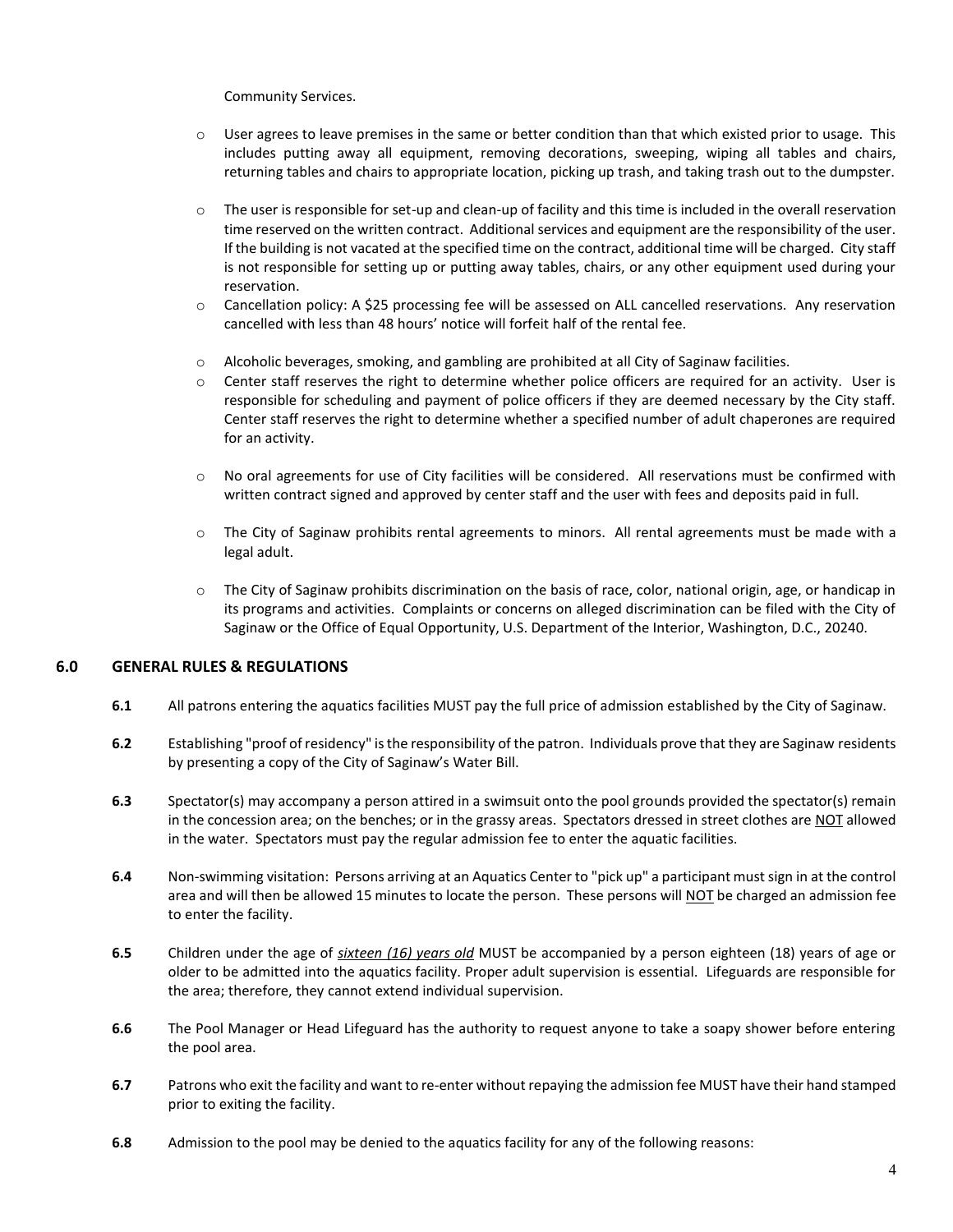Community Services.

- User agrees to leave premises in the same or better condition than that which existed prior to usage. This includes putting away all equipment, removing decorations, sweeping, wiping all tables and chairs, returning tables and chairs to appropriate location, picking up trash, and taking trash out to the dumpster.
- The user is responsible for set-up and clean-up of facility and this time is included in the overall reservation time reserved on the written contract. Additional services and equipment are the responsibility of the user. If the building is not vacated at the specified time on the contract, additional time will be charged. City staff is not responsible for setting up or putting away tables, chairs, or any other equipment used during your reservation.
- Cancellation policy: A $25 processing fee will be assessed on ALL cancelled reservations. Any reservation cancelled with less than 48 hours' notice will forfeit half of the rental fee.
- Alcoholic beverages, smoking, and gambling are prohibited at all City of Saginaw facilities.
- Center staff reserves the right to determine whether police officers are required for an activity. User is responsible for scheduling and payment of police officers if they are deemed necessary by the City staff. Center staff reserves the right to determine whether a specified number of adult chaperones are required for an activity.
- No oral agreements for use of City facilities will be considered. All reservations must be confirmed with written contract signed and approved by center staff and the user with fees and deposits paid in full.
- The City of Saginaw prohibits rental agreements to minors. All rental agreements must be made with a legal adult.
- The City of Saginaw prohibits discrimination on the basis of race, color, national origin, age, or handicap in its programs and activities. Complaints or concerns on alleged discrimination can be filed with the City of Saginaw or the Office of Equal Opportunity, U.S. Department of the Interior, Washington, D.C., 20240.

## 6.0 GENERAL RULES & REGULATIONS

**6.1** All patrons entering the aquatics facilities MUST pay the full price of admission established by the City of Saginaw.

**6.2** Establishing "proof of residency" is the responsibility of the patron. Individuals prove that they are Saginaw residents by presenting a copy of the City of Saginaw's Water Bill.

**6.3** Spectator(s) may accompany a person attired in a swimsuit onto the pool grounds provided the spectator(s) remain in the concession area; on the benches; or in the grassy areas. Spectators dressed in street clothes are <u>NOT</u> allowed in the water. Spectators must pay the regular admission fee to enter the aquatic facilities.

**6.4** Non-swimming visitation: Persons arriving at an Aquatics Center to "pick up" a participant must sign in at the control area and will then be allowed 15 minutes to locate the person. These persons will <u>NOT</u> be charged an admission fee to enter the facility.

**6.5** Children under the age of <u>*sixteen (16) years old*</u> MUST be accompanied by a person eighteen (18) years of age or older to be admitted into the aquatics facility. Proper adult supervision is essential. Lifeguards are responsible for the area; therefore, they cannot extend individual supervision.

**6.6** The Pool Manager or Head Lifeguard has the authority to request anyone to take a soapy shower before entering the pool area.

**6.7** Patrons who exit the facility and want to re-enter without repaying the admission fee MUST have their hand stamped prior to exiting the facility.

**6.8** Admission to the pool may be denied to the aquatics facility for any of the following reasons: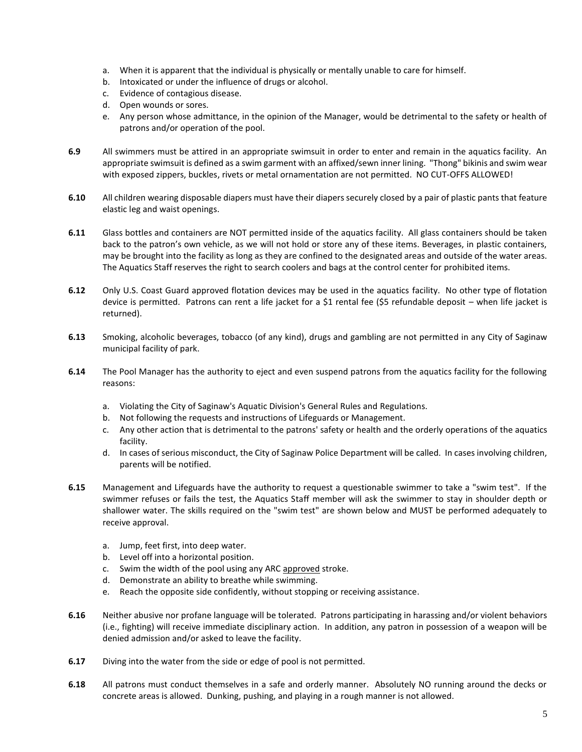a. When it is apparent that the individual is physically or mentally unable to care for himself.
b. Intoxicated or under the influence of drugs or alcohol.
c. Evidence of contagious disease.
d. Open wounds or sores.
e. Any person whose admittance, in the opinion of the Manager, would be detrimental to the safety or health of patrons and/or operation of the pool.

**6.9** All swimmers must be attired in an appropriate swimsuit in order to enter and remain in the aquatics facility. An appropriate swimsuit is defined as a swim garment with an affixed/sewn inner lining. "Thong" bikinis and swim wear with exposed zippers, buckles, rivets or metal ornamentation are not permitted. NO CUT-OFFS ALLOWED!

**6.10** All children wearing disposable diapers must have their diapers securely closed by a pair of plastic pants that feature elastic leg and waist openings.

**6.11** Glass bottles and containers are NOT permitted inside of the aquatics facility. All glass containers should be taken back to the patron's own vehicle, as we will not hold or store any of these items. Beverages, in plastic containers, may be brought into the facility as long as they are confined to the designated areas and outside of the water areas. The Aquatics Staff reserves the right to search coolers and bags at the control center for prohibited items.

**6.12** Only U.S. Coast Guard approved flotation devices may be used in the aquatics facility. No other type of flotation device is permitted. Patrons can rent a life jacket for a $1 rental fee ($5 refundable deposit – when life jacket is returned).

**6.13** Smoking, alcoholic beverages, tobacco (of any kind), drugs and gambling are not permitted in any City of Saginaw municipal facility of park.

**6.14** The Pool Manager has the authority to eject and even suspend patrons from the aquatics facility for the following reasons:

a. Violating the City of Saginaw's Aquatic Division's General Rules and Regulations.
b. Not following the requests and instructions of Lifeguards or Management.
c. Any other action that is detrimental to the patrons' safety or health and the orderly operations of the aquatics facility.
d. In cases of serious misconduct, the City of Saginaw Police Department will be called. In cases involving children, parents will be notified.

**6.15** Management and Lifeguards have the authority to request a questionable swimmer to take a "swim test". If the swimmer refuses or fails the test, the Aquatics Staff member will ask the swimmer to stay in shoulder depth or shallower water. The skills required on the "swim test" are shown below and MUST be performed adequately to receive approval.

a. Jump, feet first, into deep water.
b. Level off into a horizontal position.
c. Swim the width of the pool using any ARC approved stroke.
d. Demonstrate an ability to breathe while swimming.
e. Reach the opposite side confidently, without stopping or receiving assistance.

**6.16** Neither abusive nor profane language will be tolerated. Patrons participating in harassing and/or violent behaviors (i.e., fighting) will receive immediate disciplinary action. In addition, any patron in possession of a weapon will be denied admission and/or asked to leave the facility.

**6.17** Diving into the water from the side or edge of pool is not permitted.

**6.18** All patrons must conduct themselves in a safe and orderly manner. Absolutely NO running around the decks or concrete areas is allowed. Dunking, pushing, and playing in a rough manner is not allowed.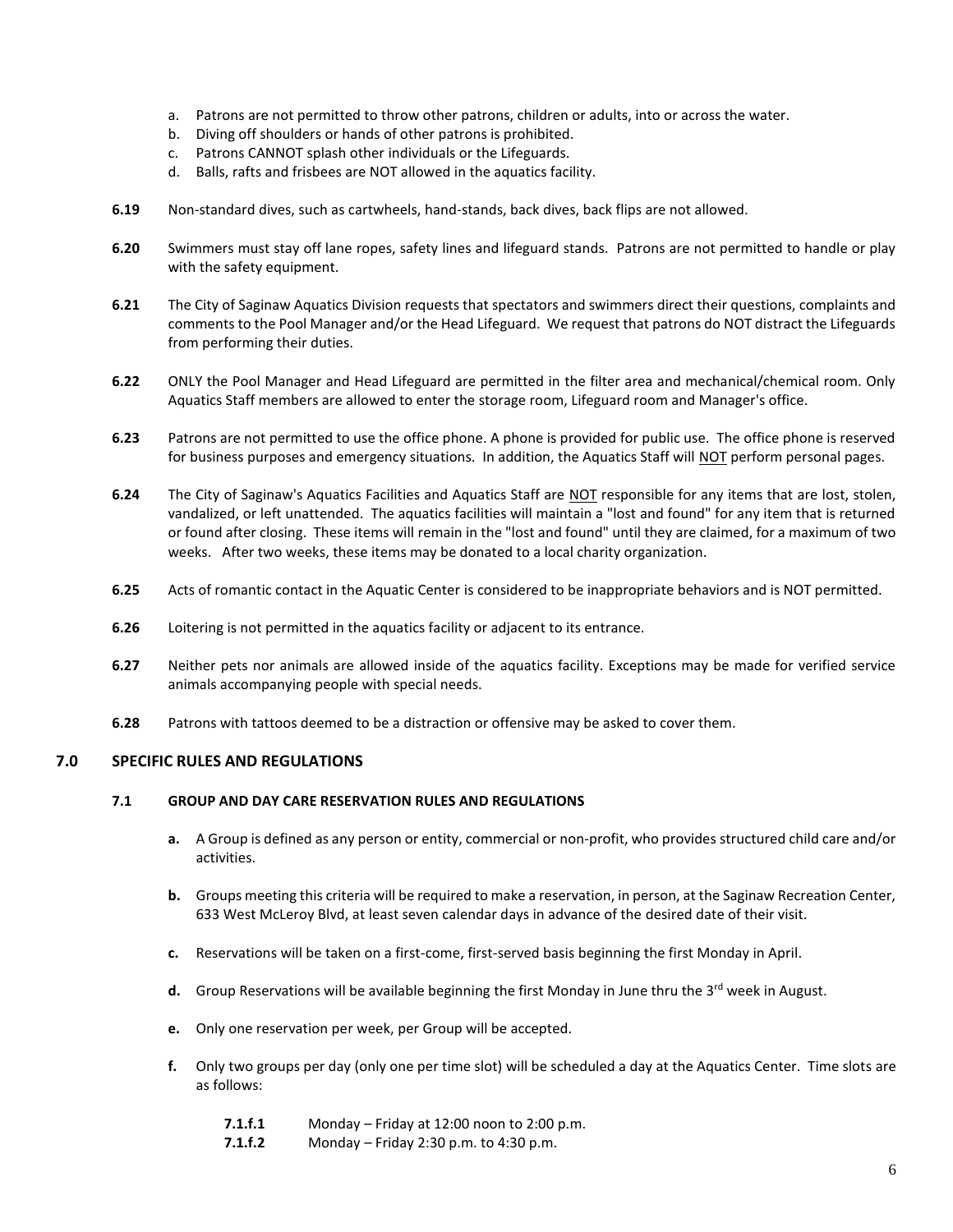a. Patrons are not permitted to throw other patrons, children or adults, into or across the water.
b. Diving off shoulders or hands of other patrons is prohibited.
c. Patrons CANNOT splash other individuals or the Lifeguards.
d. Balls, rafts and frisbees are NOT allowed in the aquatics facility.

**6.19** Non-standard dives, such as cartwheels, hand-stands, back dives, back flips are not allowed.

**6.20** Swimmers must stay off lane ropes, safety lines and lifeguard stands. Patrons are not permitted to handle or play with the safety equipment.

**6.21** The City of Saginaw Aquatics Division requests that spectators and swimmers direct their questions, complaints and comments to the Pool Manager and/or the Head Lifeguard. We request that patrons do NOT distract the Lifeguards from performing their duties.

**6.22** ONLY the Pool Manager and Head Lifeguard are permitted in the filter area and mechanical/chemical room. Only Aquatics Staff members are allowed to enter the storage room, Lifeguard room and Manager's office.

**6.23** Patrons are not permitted to use the office phone. A phone is provided for public use. The office phone is reserved for business purposes and emergency situations. In addition, the Aquatics Staff will NOT perform personal pages.

**6.24** The City of Saginaw's Aquatics Facilities and Aquatics Staff are NOT responsible for any items that are lost, stolen, vandalized, or left unattended. The aquatics facilities will maintain a "lost and found" for any item that is returned or found after closing. These items will remain in the "lost and found" until they are claimed, for a maximum of two weeks. After two weeks, these items may be donated to a local charity organization.

**6.25** Acts of romantic contact in the Aquatic Center is considered to be inappropriate behaviors and is NOT permitted.

**6.26** Loitering is not permitted in the aquatics facility or adjacent to its entrance.

**6.27** Neither pets nor animals are allowed inside of the aquatics facility. Exceptions may be made for verified service animals accompanying people with special needs.

**6.28** Patrons with tattoos deemed to be a distraction or offensive may be asked to cover them.

## 7.0 SPECIFIC RULES AND REGULATIONS

### 7.1 GROUP AND DAY CARE RESERVATION RULES AND REGULATIONS

**a.** A Group is defined as any person or entity, commercial or non-profit, who provides structured child care and/or activities.

**b.** Groups meeting this criteria will be required to make a reservation, in person, at the Saginaw Recreation Center, 633 West McLeroy Blvd, at least seven calendar days in advance of the desired date of their visit.

**c.** Reservations will be taken on a first-come, first-served basis beginning the first Monday in April.

**d.** Group Reservations will be available beginning the first Monday in June thru the 3rd week in August.

**e.** Only one reservation per week, per Group will be accepted.

**f.** Only two groups per day (only one per time slot) will be scheduled a day at the Aquatics Center. Time slots are as follows:

**7.1.f.1** Monday – Friday at 12:00 noon to 2:00 p.m.
**7.1.f.2** Monday – Friday 2:30 p.m. to 4:30 p.m.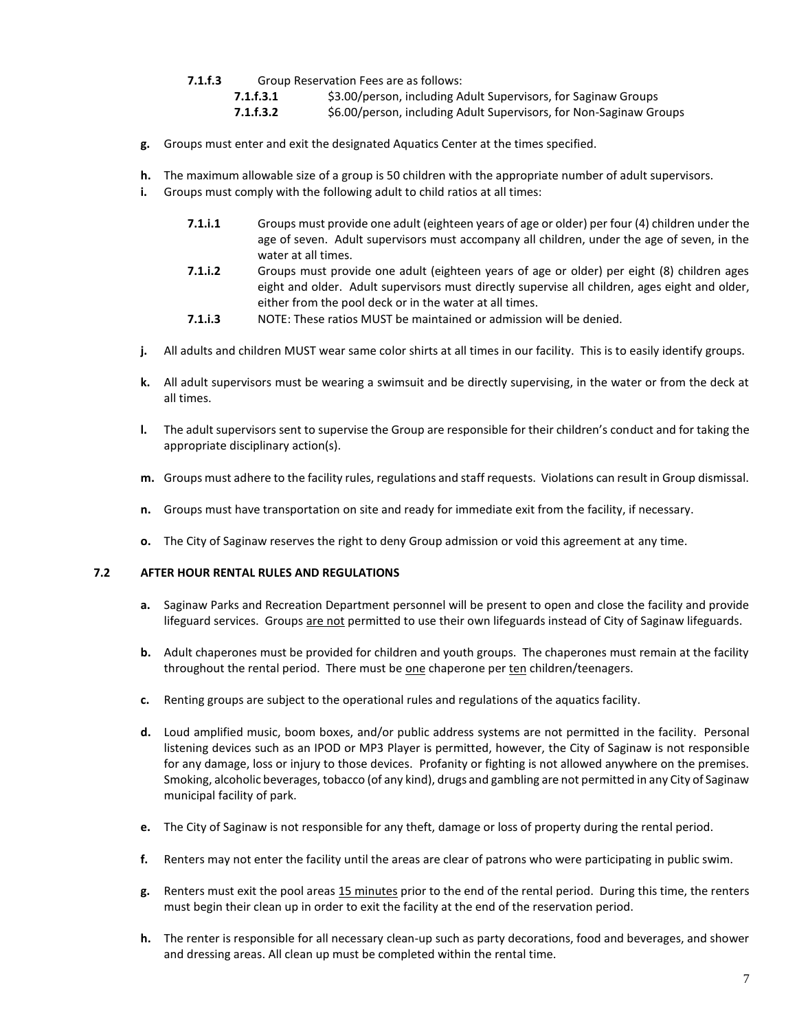**7.1.f.3** Group Reservation Fees are as follows:

**7.1.f.3.1** \$3.00/person, including Adult Supervisors, for Saginaw Groups

**7.1.f.3.2** \$6.00/person, including Adult Supervisors, for Non-Saginaw Groups

**g.** Groups must enter and exit the designated Aquatics Center at the times specified.

**h.** The maximum allowable size of a group is 50 children with the appropriate number of adult supervisors.

**i.** Groups must comply with the following adult to child ratios at all times:

**7.1.i.1** Groups must provide one adult (eighteen years of age or older) per four (4) children under the age of seven. Adult supervisors must accompany all children, under the age of seven, in the water at all times.

**7.1.i.2** Groups must provide one adult (eighteen years of age or older) per eight (8) children ages eight and older. Adult supervisors must directly supervise all children, ages eight and older, either from the pool deck or in the water at all times.

**7.1.i.3** NOTE: These ratios MUST be maintained or admission will be denied.

**j.** All adults and children MUST wear same color shirts at all times in our facility. This is to easily identify groups.

**k.** All adult supervisors must be wearing a swimsuit and be directly supervising, in the water or from the deck at all times.

**l.** The adult supervisors sent to supervise the Group are responsible for their children's conduct and for taking the appropriate disciplinary action(s).

**m.** Groups must adhere to the facility rules, regulations and staff requests. Violations can result in Group dismissal.

**n.** Groups must have transportation on site and ready for immediate exit from the facility, if necessary.

**o.** The City of Saginaw reserves the right to deny Group admission or void this agreement at any time.

### 7.2 AFTER HOUR RENTAL RULES AND REGULATIONS

**a.** Saginaw Parks and Recreation Department personnel will be present to open and close the facility and provide lifeguard services. Groups <u>are not</u> permitted to use their own lifeguards instead of City of Saginaw lifeguards.

**b.** Adult chaperones must be provided for children and youth groups. The chaperones must remain at the facility throughout the rental period. There must be <u>one</u> chaperone per <u>ten</u> children/teenagers.

**c.** Renting groups are subject to the operational rules and regulations of the aquatics facility.

**d.** Loud amplified music, boom boxes, and/or public address systems are not permitted in the facility. Personal listening devices such as an IPOD or MP3 Player is permitted, however, the City of Saginaw is not responsible for any damage, loss or injury to those devices. Profanity or fighting is not allowed anywhere on the premises. Smoking, alcoholic beverages, tobacco (of any kind), drugs and gambling are not permitted in any City of Saginaw municipal facility of park.

**e.** The City of Saginaw is not responsible for any theft, damage or loss of property during the rental period.

**f.** Renters may not enter the facility until the areas are clear of patrons who were participating in public swim.

**g.** Renters must exit the pool areas <u>15 minutes</u> prior to the end of the rental period. During this time, the renters must begin their clean up in order to exit the facility at the end of the reservation period.

**h.** The renter is responsible for all necessary clean-up such as party decorations, food and beverages, and shower and dressing areas. All clean up must be completed within the rental time.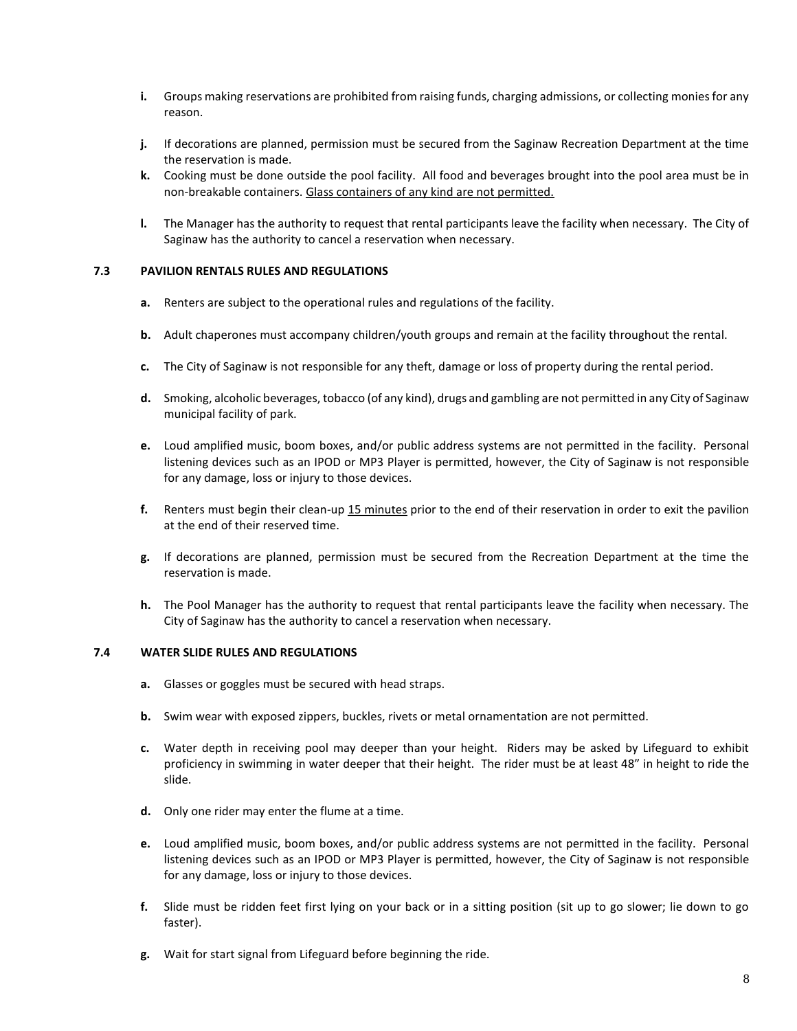- **i.** Groups making reservations are prohibited from raising funds, charging admissions, or collecting monies for any reason.
- **j.** If decorations are planned, permission must be secured from the Saginaw Recreation Department at the time the reservation is made.
- **k.** Cooking must be done outside the pool facility. All food and beverages brought into the pool area must be in non-breakable containers. <u>Glass containers of any kind are not permitted.</u>
- **l.** The Manager has the authority to request that rental participants leave the facility when necessary. The City of Saginaw has the authority to cancel a reservation when necessary.

### 7.3 PAVILION RENTALS RULES AND REGULATIONS

- **a.** Renters are subject to the operational rules and regulations of the facility.
- **b.** Adult chaperones must accompany children/youth groups and remain at the facility throughout the rental.
- **c.** The City of Saginaw is not responsible for any theft, damage or loss of property during the rental period.
- **d.** Smoking, alcoholic beverages, tobacco (of any kind), drugs and gambling are not permitted in any City of Saginaw municipal facility of park.
- **e.** Loud amplified music, boom boxes, and/or public address systems are not permitted in the facility. Personal listening devices such as an IPOD or MP3 Player is permitted, however, the City of Saginaw is not responsible for any damage, loss or injury to those devices.
- **f.** Renters must begin their clean-up <u>15 minutes</u> prior to the end of their reservation in order to exit the pavilion at the end of their reserved time.
- **g.** If decorations are planned, permission must be secured from the Recreation Department at the time the reservation is made.
- **h.** The Pool Manager has the authority to request that rental participants leave the facility when necessary. The City of Saginaw has the authority to cancel a reservation when necessary.

### 7.4 WATER SLIDE RULES AND REGULATIONS

- **a.** Glasses or goggles must be secured with head straps.
- **b.** Swim wear with exposed zippers, buckles, rivets or metal ornamentation are not permitted.
- **c.** Water depth in receiving pool may deeper than your height. Riders may be asked by Lifeguard to exhibit proficiency in swimming in water deeper that their height. The rider must be at least 48" in height to ride the slide.
- **d.** Only one rider may enter the flume at a time.
- **e.** Loud amplified music, boom boxes, and/or public address systems are not permitted in the facility. Personal listening devices such as an IPOD or MP3 Player is permitted, however, the City of Saginaw is not responsible for any damage, loss or injury to those devices.
- **f.** Slide must be ridden feet first lying on your back or in a sitting position (sit up to go slower; lie down to go faster).
- **g.** Wait for start signal from Lifeguard before beginning the ride.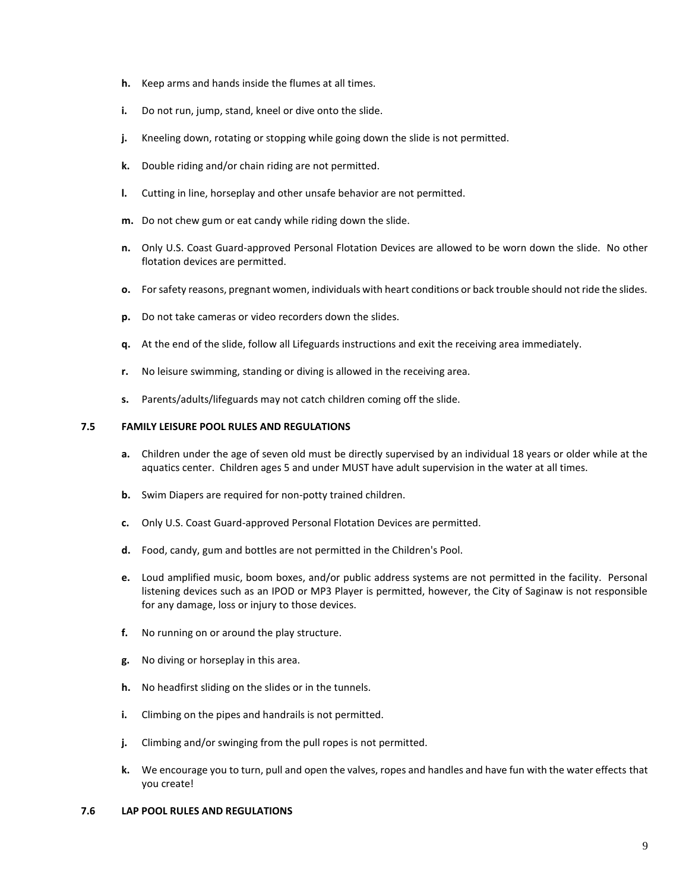- **h.** Keep arms and hands inside the flumes at all times.
- **i.** Do not run, jump, stand, kneel or dive onto the slide.
- **j.** Kneeling down, rotating or stopping while going down the slide is not permitted.
- **k.** Double riding and/or chain riding are not permitted.
- **l.** Cutting in line, horseplay and other unsafe behavior are not permitted.
- **m.** Do not chew gum or eat candy while riding down the slide.
- **n.** Only U.S. Coast Guard-approved Personal Flotation Devices are allowed to be worn down the slide. No other flotation devices are permitted.
- **o.** For safety reasons, pregnant women, individuals with heart conditions or back trouble should not ride the slides.
- **p.** Do not take cameras or video recorders down the slides.
- **q.** At the end of the slide, follow all Lifeguards instructions and exit the receiving area immediately.
- **r.** No leisure swimming, standing or diving is allowed in the receiving area.
- **s.** Parents/adults/lifeguards may not catch children coming off the slide.

## 7.5 FAMILY LEISURE POOL RULES AND REGULATIONS

- **a.** Children under the age of seven old must be directly supervised by an individual 18 years or older while at the aquatics center. Children ages 5 and under MUST have adult supervision in the water at all times.
- **b.** Swim Diapers are required for non-potty trained children.
- **c.** Only U.S. Coast Guard-approved Personal Flotation Devices are permitted.
- **d.** Food, candy, gum and bottles are not permitted in the Children's Pool.
- **e.** Loud amplified music, boom boxes, and/or public address systems are not permitted in the facility. Personal listening devices such as an IPOD or MP3 Player is permitted, however, the City of Saginaw is not responsible for any damage, loss or injury to those devices.
- **f.** No running on or around the play structure.
- **g.** No diving or horseplay in this area.
- **h.** No headfirst sliding on the slides or in the tunnels.
- **i.** Climbing on the pipes and handrails is not permitted.
- **j.** Climbing and/or swinging from the pull ropes is not permitted.
- **k.** We encourage you to turn, pull and open the valves, ropes and handles and have fun with the water effects that you create!

## 7.6 LAP POOL RULES AND REGULATIONS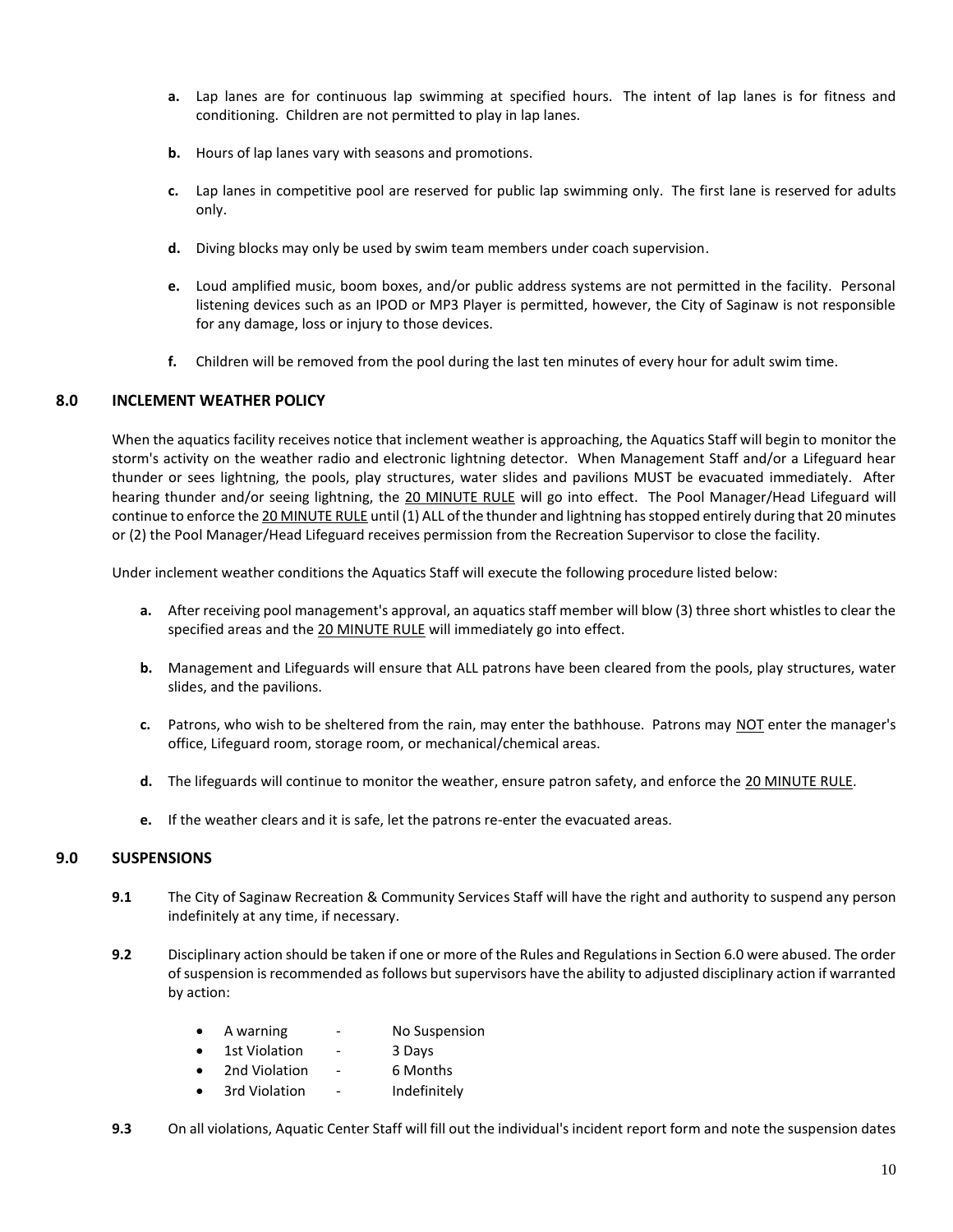**a.** Lap lanes are for continuous lap swimming at specified hours. The intent of lap lanes is for fitness and conditioning. Children are not permitted to play in lap lanes.

**b.** Hours of lap lanes vary with seasons and promotions.

**c.** Lap lanes in competitive pool are reserved for public lap swimming only. The first lane is reserved for adults only.

**d.** Diving blocks may only be used by swim team members under coach supervision.

**e.** Loud amplified music, boom boxes, and/or public address systems are not permitted in the facility. Personal listening devices such as an IPOD or MP3 Player is permitted, however, the City of Saginaw is not responsible for any damage, loss or injury to those devices.

**f.** Children will be removed from the pool during the last ten minutes of every hour for adult swim time.

## 8.0 INCLEMENT WEATHER POLICY

When the aquatics facility receives notice that inclement weather is approaching, the Aquatics Staff will begin to monitor the storm's activity on the weather radio and electronic lightning detector. When Management Staff and/or a Lifeguard hear thunder or sees lightning, the pools, play structures, water slides and pavilions MUST be evacuated immediately. After hearing thunder and/or seeing lightning, the <u>20 MINUTE RULE</u> will go into effect. The Pool Manager/Head Lifeguard will continue to enforce the <u>20 MINUTE RULE</u> until (1) ALL of the thunder and lightning has stopped entirely during that 20 minutes or (2) the Pool Manager/Head Lifeguard receives permission from the Recreation Supervisor to close the facility.

Under inclement weather conditions the Aquatics Staff will execute the following procedure listed below:

**a.** After receiving pool management's approval, an aquatics staff member will blow (3) three short whistles to clear the specified areas and the <u>20 MINUTE RULE</u> will immediately go into effect.

**b.** Management and Lifeguards will ensure that ALL patrons have been cleared from the pools, play structures, water slides, and the pavilions.

**c.** Patrons, who wish to be sheltered from the rain, may enter the bathhouse. Patrons may <u>NOT</u> enter the manager's office, Lifeguard room, storage room, or mechanical/chemical areas.

**d.** The lifeguards will continue to monitor the weather, ensure patron safety, and enforce the <u>20 MINUTE RULE</u>.

**e.** If the weather clears and it is safe, let the patrons re-enter the evacuated areas.

## 9.0 SUSPENSIONS

**9.1** The City of Saginaw Recreation & Community Services Staff will have the right and authority to suspend any person indefinitely at any time, if necessary.

**9.2** Disciplinary action should be taken if one or more of the Rules and Regulations in Section 6.0 were abused. The order of suspension is recommended as follows but supervisors have the ability to adjusted disciplinary action if warranted by action:

- A warning - No Suspension
- 1st Violation - 3 Days
- 2nd Violation - 6 Months
- 3rd Violation - Indefinitely

**9.3** On all violations, Aquatic Center Staff will fill out the individual's incident report form and note the suspension dates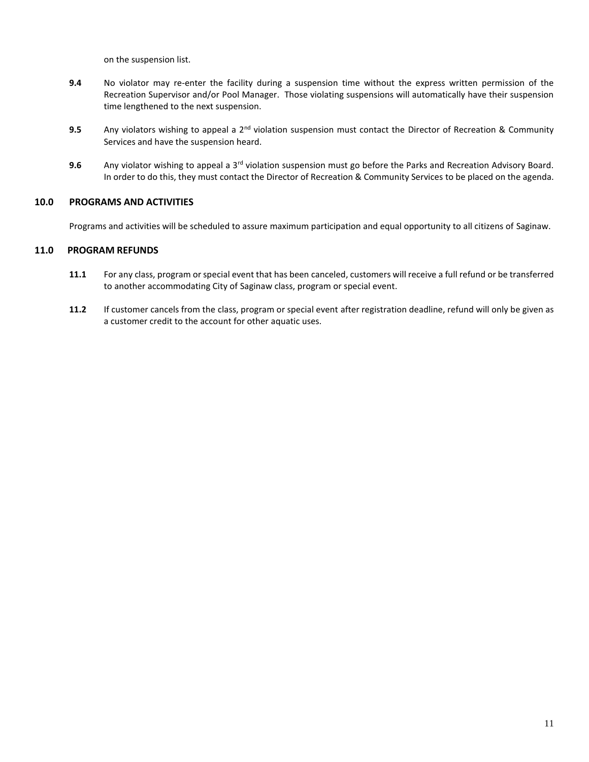on the suspension list.

**9.4** No violator may re-enter the facility during a suspension time without the express written permission of the Recreation Supervisor and/or Pool Manager. Those violating suspensions will automatically have their suspension time lengthened to the next suspension.

**9.5** Any violators wishing to appeal a 2nd violation suspension must contact the Director of Recreation & Community Services and have the suspension heard.

**9.6** Any violator wishing to appeal a 3rd violation suspension must go before the Parks and Recreation Advisory Board. In order to do this, they must contact the Director of Recreation & Community Services to be placed on the agenda.

## 10.0 PROGRAMS AND ACTIVITIES

Programs and activities will be scheduled to assure maximum participation and equal opportunity to all citizens of Saginaw.

## 11.0 PROGRAM REFUNDS

**11.1** For any class, program or special event that has been canceled, customers will receive a full refund or be transferred to another accommodating City of Saginaw class, program or special event.

**11.2** If customer cancels from the class, program or special event after registration deadline, refund will only be given as a customer credit to the account for other aquatic uses.